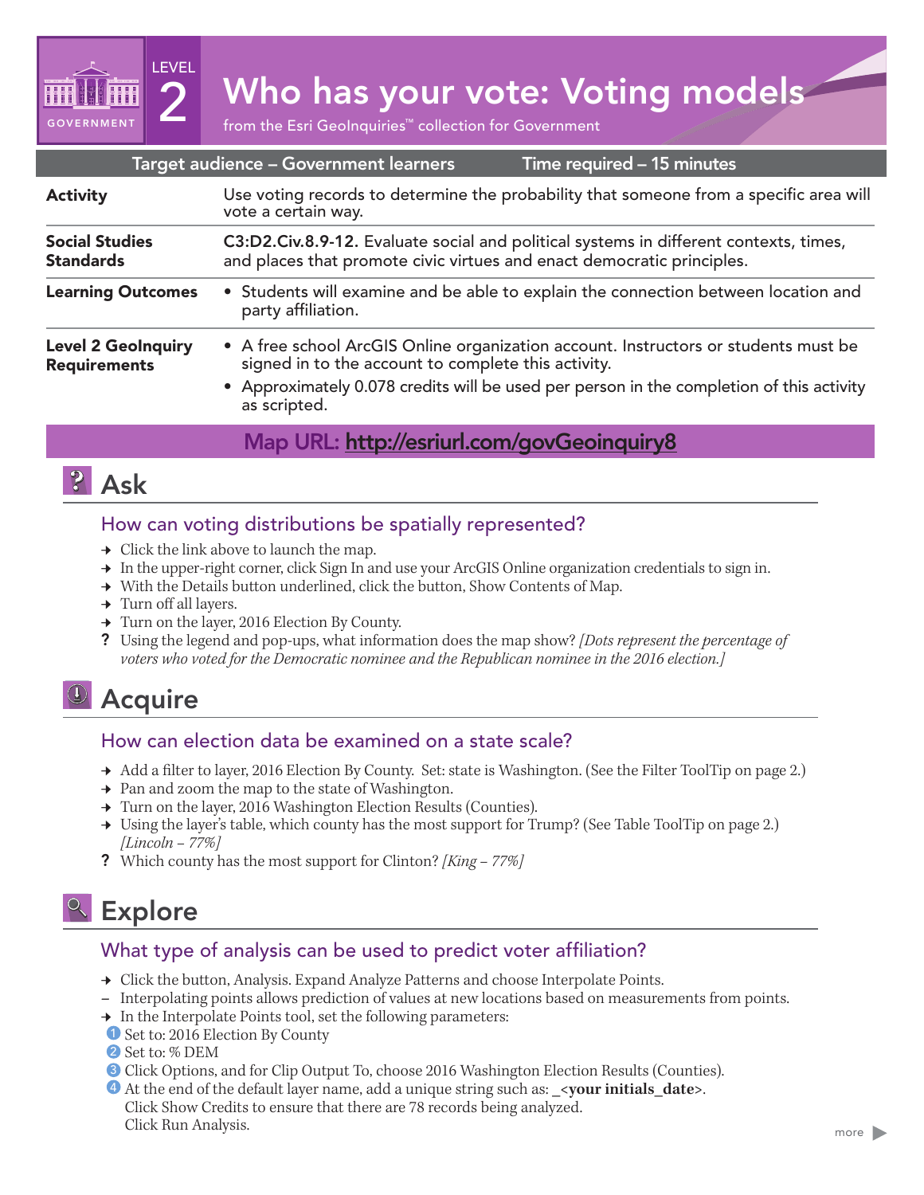GOVERNMENT

LEVEL 2

# Who has your vote: Voting models

from the Esri GeoInquiries™ collection for Government

| Target audience – Government learners | Time required – 15 minutes |
| --- | --- |
| **Activity** | Use voting records to determine the probability that someone from a specific area will vote a certain way. |
| **Social Studies Standards** | **C3:D2.Civ.8.9-12.** Evaluate social and political systems in different contexts, times, and places that promote civic virtues and enact democratic principles. |
| **Learning Outcomes** | • Students will examine and be able to explain the connection between location and party affiliation. |
| **Level 2 GeoInquiry Requirements** | • A free school ArcGIS Online organization account. Instructors or students must be signed in to the account to complete this activity.<br>• Approximately 0.078 credits will be used per person in the completion of this activity as scripted. |

**Map URL: http://esriurl.com/govGeoinquiry8**

## Ask

### How can voting distributions be spatially represented?

→ Click the link above to launch the map.
→ In the upper-right corner, click Sign In and use your ArcGIS Online organization credentials to sign in.
→ With the Details button underlined, click the button, Show Contents of Map.
→ Turn off all layers.
→ Turn on the layer, 2016 Election By County.
? Using the legend and pop-ups, what information does the map show? *[Dots represent the percentage of voters who voted for the Democratic nominee and the Republican nominee in the 2016 election.]*

## Acquire

### How can election data be examined on a state scale?

→ Add a filter to layer, 2016 Election By County. Set: state is Washington. (See the Filter ToolTip on page 2.)
→ Pan and zoom the map to the state of Washington.
→ Turn on the layer, 2016 Washington Election Results (Counties).
→ Using the layer's table, which county has the most support for Trump? (See Table ToolTip on page 2.) *[Lincoln – 77%]*
? Which county has the most support for Clinton? *[King – 77%]*

## Explore

### What type of analysis can be used to predict voter affiliation?

→ Click the button, Analysis. Expand Analyze Patterns and choose Interpolate Points.
– Interpolating points allows prediction of values at new locations based on measurements from points.
→ In the Interpolate Points tool, set the following parameters:
1. Set to: 2016 Election By County
2. Set to: % DEM
3. Click Options, and for Clip Output To, choose 2016 Washington Election Results (Counties).
4. At the end of the default layer name, add a unique string such as: _<**your initials_date**>.
   Click Show Credits to ensure that there are 78 records being analyzed.
   Click Run Analysis.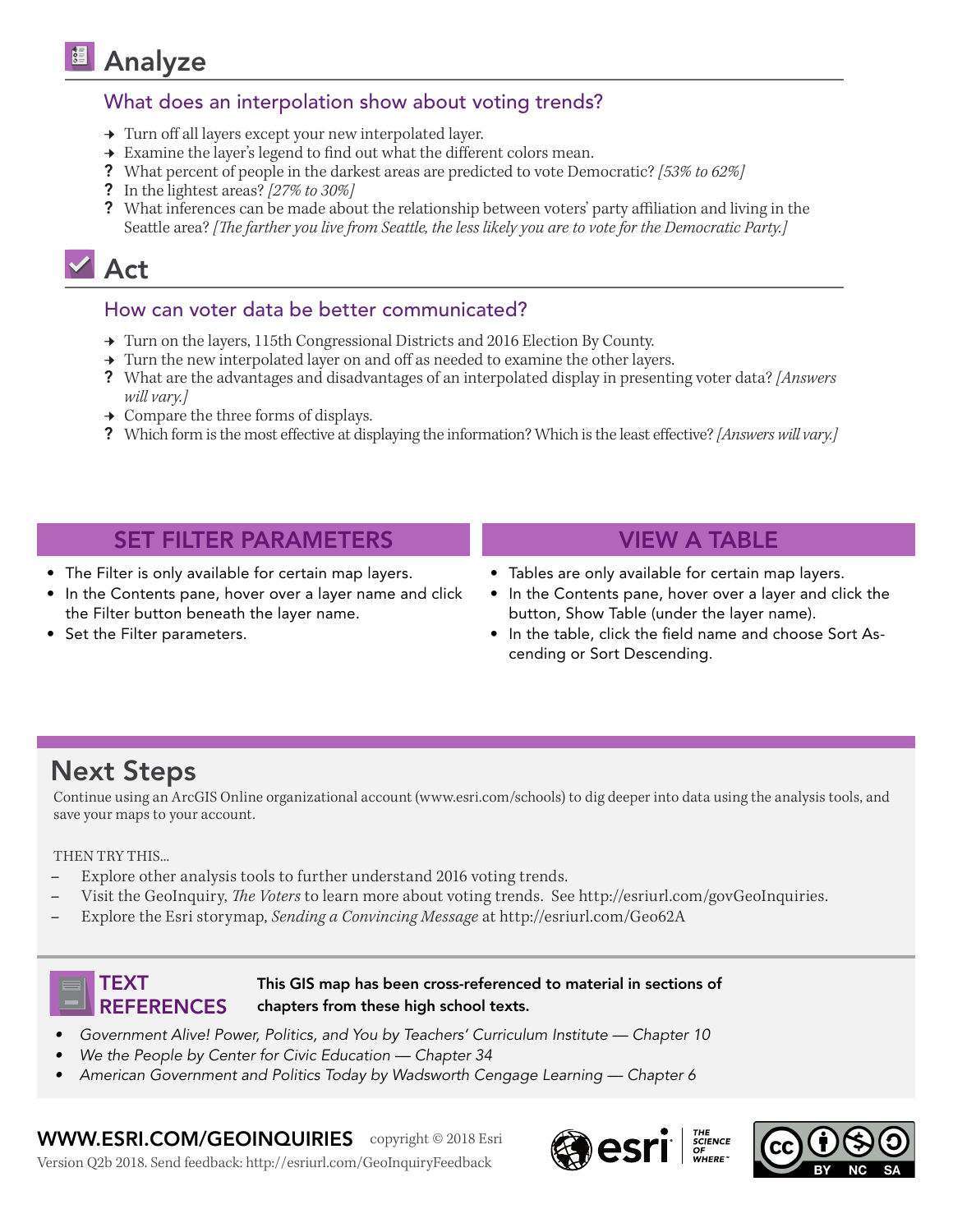# Analyze

## What does an interpolation show about voting trends?

- → Turn off all layers except your new interpolated layer.
- → Examine the layer's legend to find out what the different colors mean.
- **?** What percent of people in the darkest areas are predicted to vote Democratic? *[53% to 62%]*
- **?** In the lightest areas? *[27% to 30%]*
- **?** What inferences can be made about the relationship between voters' party affiliation and living in the Seattle area? *[The farther you live from Seattle, the less likely you are to vote for the Democratic Party.]*

# Act

## How can voter data be better communicated?

- → Turn on the layers, 115th Congressional Districts and 2016 Election By County.
- → Turn the new interpolated layer on and off as needed to examine the other layers.
- **?** What are the advantages and disadvantages of an interpolated display in presenting voter data? *[Answers will vary.]*
- → Compare the three forms of displays.
- **?** Which form is the most effective at displaying the information? Which is the least effective? *[Answers will vary.]*

## SET FILTER PARAMETERS

- The Filter is only available for certain map layers.
- In the Contents pane, hover over a layer name and click the Filter button beneath the layer name.
- Set the Filter parameters.

## VIEW A TABLE

- Tables are only available for certain map layers.
- In the Contents pane, hover over a layer and click the button, Show Table (under the layer name).
- In the table, click the field name and choose Sort Ascending or Sort Descending.

# Next Steps

Continue using an ArcGIS Online organizational account (www.esri.com/schools) to dig deeper into data using the analysis tools, and save your maps to your account.

THEN TRY THIS...

- Explore other analysis tools to further understand 2016 voting trends.
- Visit the GeoInquiry, *The Voters* to learn more about voting trends. See http://esriurl.com/govGeoInquiries.
- Explore the Esri storymap, *Sending a Convincing Message* at http://esriurl.com/Geo62A

## TEXT REFERENCES

**This GIS map has been cross-referenced to material in sections of chapters from these high school texts.**

- *Government Alive! Power, Politics, and You by Teachers' Curriculum Institute — Chapter 10*
- *We the People by Center for Civic Education — Chapter 34*
- *American Government and Politics Today by Wadsworth Cengage Learning — Chapter 6*

**WWW.ESRI.COM/GEOINQUIRIES** copyright © 2018 Esri
Version Q2b 2018. Send feedback: http://esriurl.com/GeoInquiryFeedback